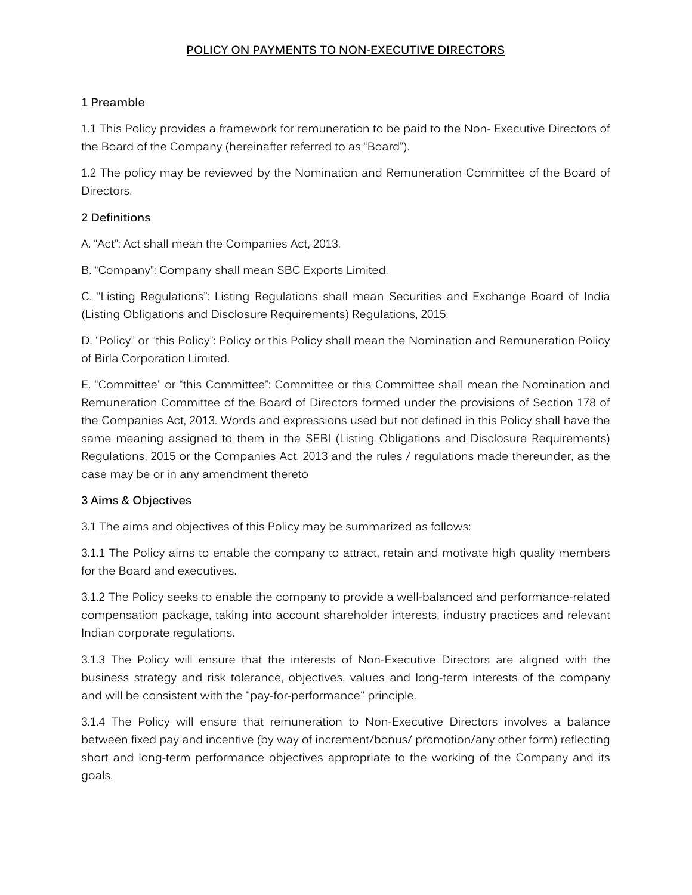# POLICY ON PAYMENTS TO NON-EXECUTIVE DIRECTORS

## 1 Preamble

1.1 This Policy provides a framework for remuneration to be paid to the Non- Executive Directors of the Board of the Company (hereinafter referred to as "Board").

1.2 The policy may be reviewed by the Nomination and Remuneration Committee of the Board of Directors.

## 2 Definitions

A. "Act": Act shall mean the Companies Act, 2013.

B. "Company": Company shall mean SBC Exports Limited.

C. "Listing Regulations": Listing Regulations shall mean Securities and Exchange Board of India (Listing Obligations and Disclosure Requirements) Regulations, 2015.

D. "Policy" or "this Policy": Policy or this Policy shall mean the Nomination and Remuneration Policy of Birla Corporation Limited.

E. "Committee" or "this Committee": Committee or this Committee shall mean the Nomination and Remuneration Committee of the Board of Directors formed under the provisions of Section 178 of the Companies Act, 2013. Words and expressions used but not defined in this Policy shall have the same meaning assigned to them in the SEBI (Listing Obligations and Disclosure Requirements) Regulations, 2015 or the Companies Act, 2013 and the rules / regulations made thereunder, as the case may be or in any amendment thereto

## 3 Aims & Objectives

3.1 The aims and objectives of this Policy may be summarized as follows:

3.1.1 The Policy aims to enable the company to attract, retain and motivate high quality members for the Board and executives.

3.1.2 The Policy seeks to enable the company to provide a well-balanced and performance-related compensation package, taking into account shareholder interests, industry practices and relevant Indian corporate regulations.

3.1.3 The Policy will ensure that the interests of Non-Executive Directors are aligned with the business strategy and risk tolerance, objectives, values and long-term interests of the company and will be consistent with the "pay-for-performance" principle.

3.1.4 The Policy will ensure that remuneration to Non-Executive Directors involves a balance between fixed pay and incentive (by way of increment/bonus/ promotion/any other form) reflecting short and long-term performance objectives appropriate to the working of the Company and its goals.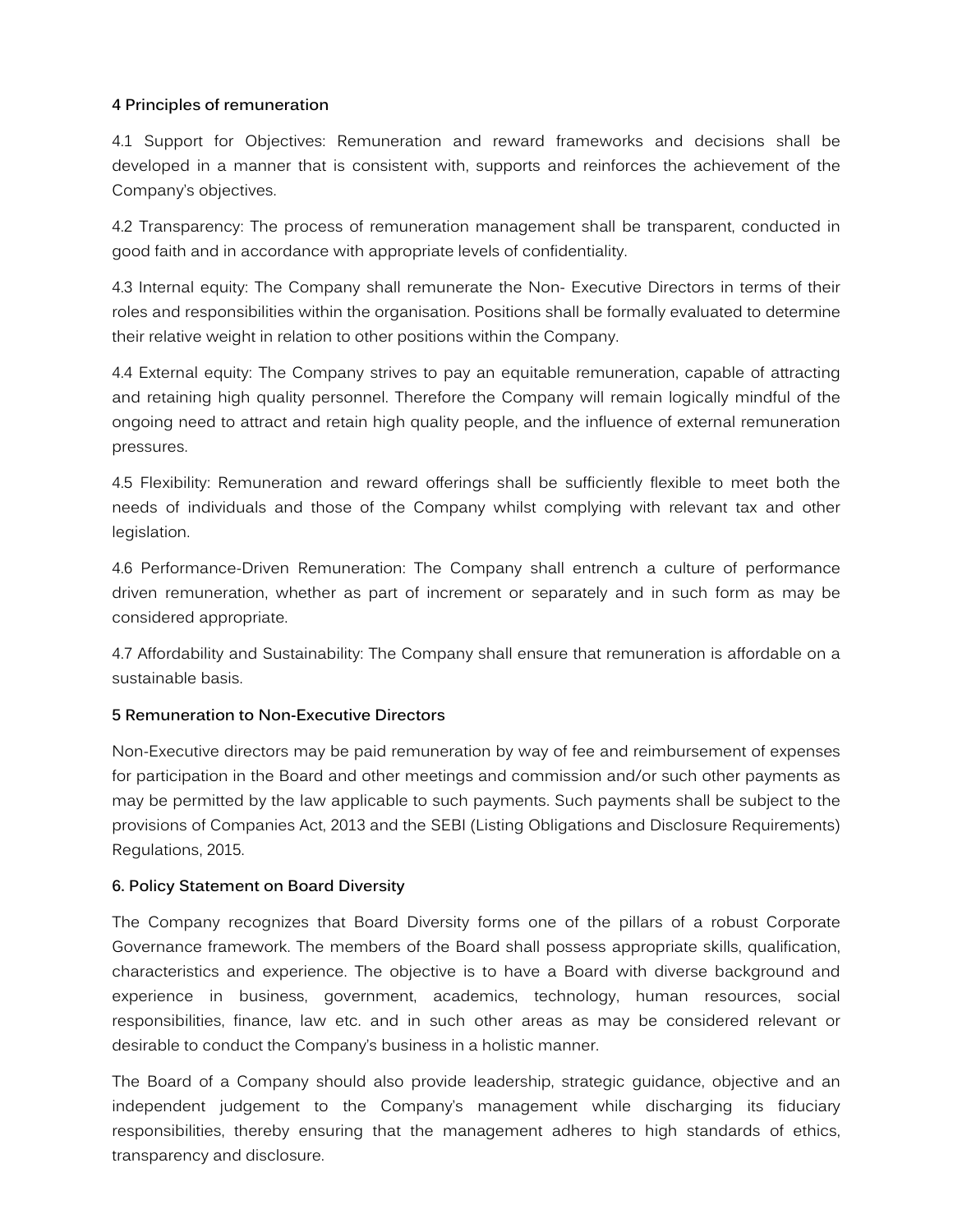### 4 Principles of remuneration

4.1 Support for Objectives: Remuneration and reward frameworks and decisions shall be developed in a manner that is consistent with, supports and reinforces the achievement of the Company's objectives.

4.2 Transparency: The process of remuneration management shall be transparent, conducted in good faith and in accordance with appropriate levels of confidentiality.

4.3 Internal equity: The Company shall remunerate the Non- Executive Directors in terms of their roles and responsibilities within the organisation. Positions shall be formally evaluated to determine their relative weight in relation to other positions within the Company.

4.4 External equity: The Company strives to pay an equitable remuneration, capable of attracting and retaining high quality personnel. Therefore the Company will remain logically mindful of the ongoing need to attract and retain high quality people, and the influence of external remuneration pressures.

4.5 Flexibility: Remuneration and reward offerings shall be sufficiently flexible to meet both the needs of individuals and those of the Company whilst complying with relevant tax and other legislation.

4.6 Performance-Driven Remuneration: The Company shall entrench a culture of performance driven remuneration, whether as part of increment or separately and in such form as may be considered appropriate.

4.7 Affordability and Sustainability: The Company shall ensure that remuneration is affordable on a sustainable basis.

### 5 Remuneration to Non-Executive Directors

Non-Executive directors may be paid remuneration by way of fee and reimbursement of expenses for participation in the Board and other meetings and commission and/or such other payments as may be permitted by the law applicable to such payments. Such payments shall be subject to the provisions of Companies Act, 2013 and the SEBI (Listing Obligations and Disclosure Requirements) Regulations, 2015.

### 6. Policy Statement on Board Diversity

The Company recognizes that Board Diversity forms one of the pillars of a robust Corporate Governance framework. The members of the Board shall possess appropriate skills, qualification, characteristics and experience. The objective is to have a Board with diverse background and experience in business, government, academics, technology, human resources, social responsibilities, finance, law etc. and in such other areas as may be considered relevant or desirable to conduct the Company's business in a holistic manner.

The Board of a Company should also provide leadership, strategic guidance, objective and an independent judgement to the Company's management while discharging its fiduciary responsibilities, thereby ensuring that the management adheres to high standards of ethics, transparency and disclosure.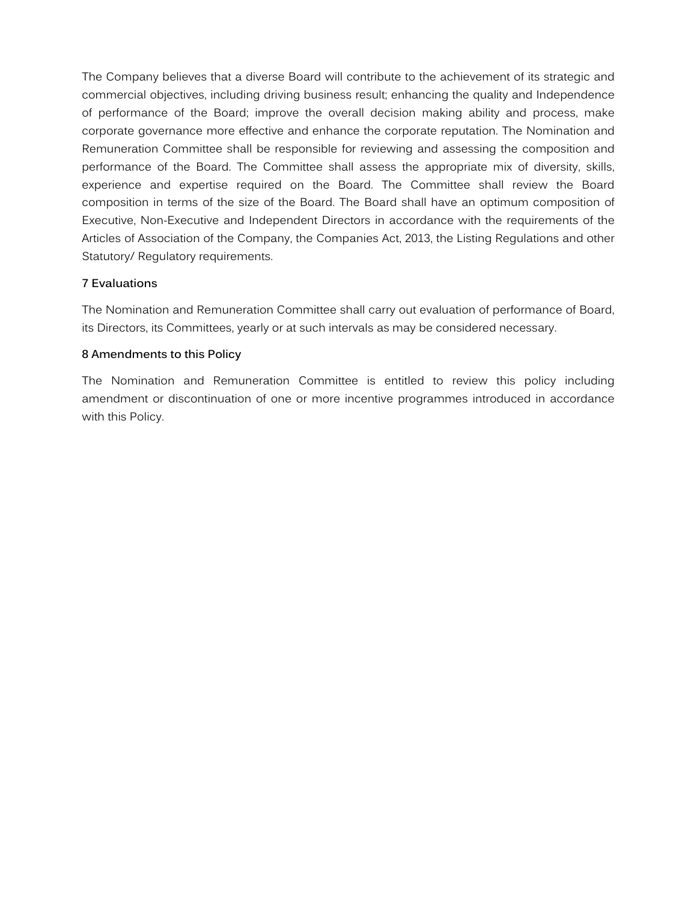The Company believes that a diverse Board will contribute to the achievement of its strategic and commercial objectives, including driving business result; enhancing the quality and Independence of performance of the Board; improve the overall decision making ability and process, make corporate governance more effective and enhance the corporate reputation. The Nomination and Remuneration Committee shall be responsible for reviewing and assessing the composition and performance of the Board. The Committee shall assess the appropriate mix of diversity, skills, experience and expertise required on the Board. The Committee shall review the Board composition in terms of the size of the Board. The Board shall have an optimum composition of Executive, Non-Executive and Independent Directors in accordance with the requirements of the Articles of Association of the Company, the Companies Act, 2013, the Listing Regulations and other Statutory/ Regulatory requirements.

## 7 Evaluations

The Nomination and Remuneration Committee shall carry out evaluation of performance of Board, its Directors, its Committees, yearly or at such intervals as may be considered necessary.

## 8 Amendments to this Policy

The Nomination and Remuneration Committee is entitled to review this policy including amendment or discontinuation of one or more incentive programmes introduced in accordance with this Policy.